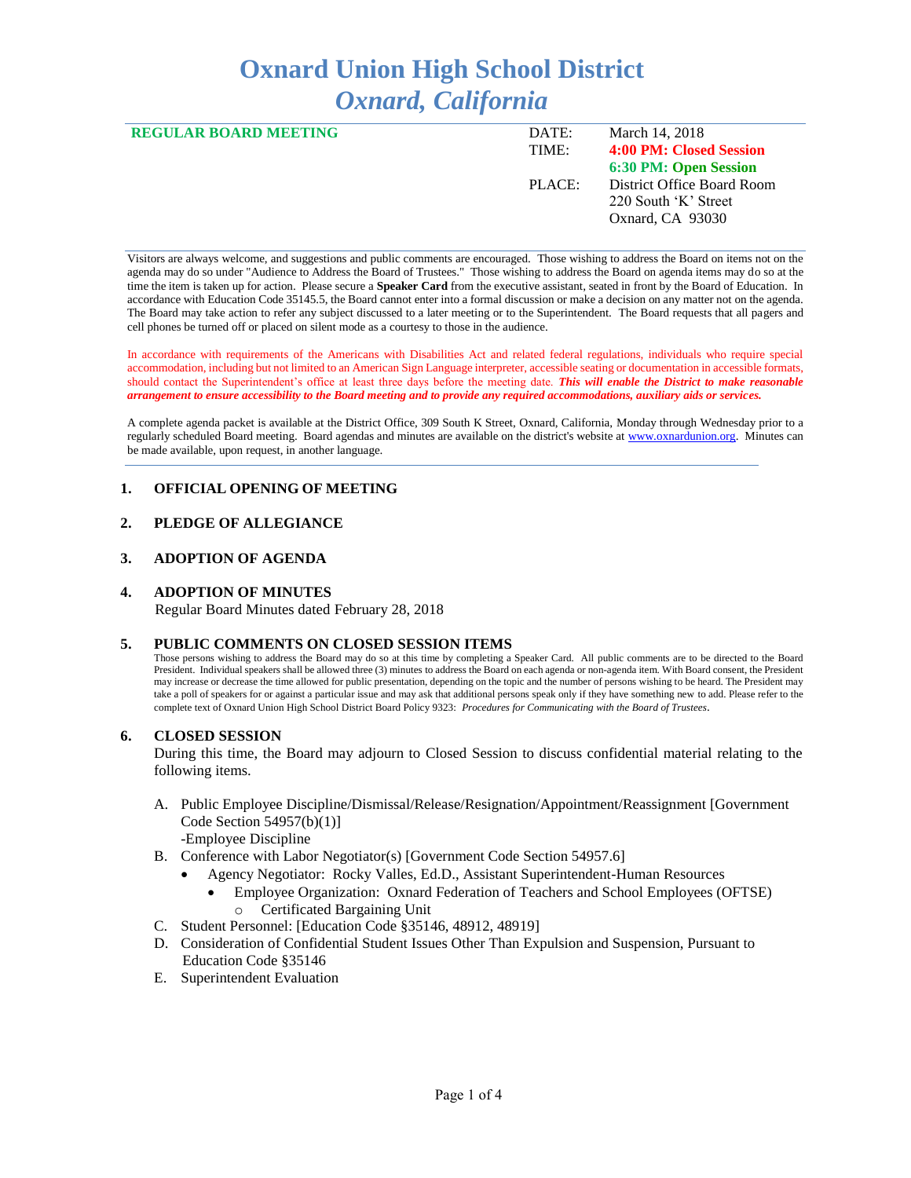# Oxnard Union High School District
## *Oxnard, California*

| **REGULAR BOARD MEETING** | DATE: | March 14, 2018 |
|---|---|---|
| | TIME: | **4:00 PM: Closed Session** |
| | | **6:30 PM: Open Session** |
| | PLACE: | District Office Board Room<br>220 South 'K' Street<br>Oxnard, CA 93030 |

Visitors are always welcome, and suggestions and public comments are encouraged. Those wishing to address the Board on items not on the agenda may do so under "Audience to Address the Board of Trustees." Those wishing to address the Board on agenda items may do so at the time the item is taken up for action. Please secure a **Speaker Card** from the executive assistant, seated in front by the Board of Education. In accordance with Education Code 35145.5, the Board cannot enter into a formal discussion or make a decision on any matter not on the agenda. The Board may take action to refer any subject discussed to a later meeting or to the Superintendent. The Board requests that all pagers and cell phones be turned off or placed on silent mode as a courtesy to those in the audience.

In accordance with requirements of the Americans with Disabilities Act and related federal regulations, individuals who require special accommodation, including but not limited to an American Sign Language interpreter, accessible seating or documentation in accessible formats, should contact the Superintendent's office at least three days before the meeting date. ***This will enable the District to make reasonable arrangement to ensure accessibility to the Board meeting and to provide any required accommodations, auxiliary aids or services.***

A complete agenda packet is available at the District Office, 309 South K Street, Oxnard, California, Monday through Wednesday prior to a regularly scheduled Board meeting. Board agendas and minutes are available on the district's website at www.oxnardunion.org. Minutes can be made available, upon request, in another language.

### 1. OFFICIAL OPENING OF MEETING

### 2. PLEDGE OF ALLEGIANCE

### 3. ADOPTION OF AGENDA

### 4. ADOPTION OF MINUTES

Regular Board Minutes dated February 28, 2018

### 5. PUBLIC COMMENTS ON CLOSED SESSION ITEMS

Those persons wishing to address the Board may do so at this time by completing a Speaker Card. All public comments are to be directed to the Board President. Individual speakers shall be allowed three (3) minutes to address the Board on each agenda or non-agenda item. With Board consent, the President may increase or decrease the time allowed for public presentation, depending on the topic and the number of persons wishing to be heard. The President may take a poll of speakers for or against a particular issue and may ask that additional persons speak only if they have something new to add. Please refer to the complete text of Oxnard Union High School District Board Policy 9323: *Procedures for Communicating with the Board of Trustees*.

### 6. CLOSED SESSION

During this time, the Board may adjourn to Closed Session to discuss confidential material relating to the following items.

A. Public Employee Discipline/Dismissal/Release/Resignation/Appointment/Reassignment [Government Code Section 54957(b)(1)]
   -Employee Discipline

B. Conference with Labor Negotiator(s) [Government Code Section 54957.6]
   - Agency Negotiator: Rocky Valles, Ed.D., Assistant Superintendent-Human Resources
     - Employee Organization: Oxnard Federation of Teachers and School Employees (OFTSE)
       - Certificated Bargaining Unit

C. Student Personnel: [Education Code §35146, 48912, 48919]

D. Consideration of Confidential Student Issues Other Than Expulsion and Suspension, Pursuant to Education Code §35146

E. Superintendent Evaluation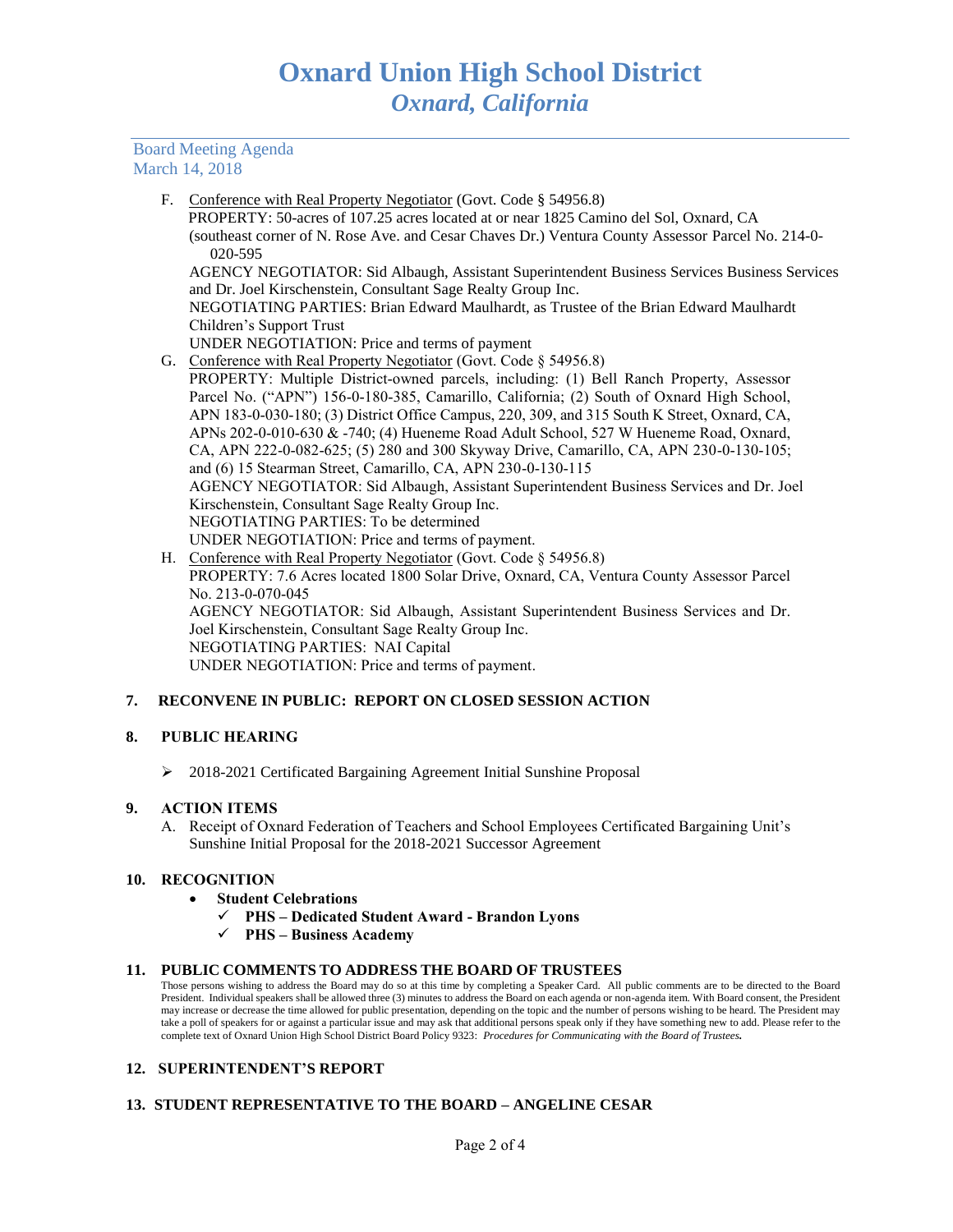# Oxnard Union High School District
## *Oxnard, California*

Board Meeting Agenda
March 14, 2018

F. Conference with Real Property Negotiator (Govt. Code § 54956.8)
PROPERTY: 50-acres of 107.25 acres located at or near 1825 Camino del Sol, Oxnard, CA (southeast corner of N. Rose Ave. and Cesar Chaves Dr.) Ventura County Assessor Parcel No. 214-0-020-595
AGENCY NEGOTIATOR: Sid Albaugh, Assistant Superintendent Business Services Business Services and Dr. Joel Kirschenstein, Consultant Sage Realty Group Inc.
NEGOTIATING PARTIES: Brian Edward Maulhardt, as Trustee of the Brian Edward Maulhardt Children's Support Trust
UNDER NEGOTIATION: Price and terms of payment

G. Conference with Real Property Negotiator (Govt. Code § 54956.8)
PROPERTY: Multiple District-owned parcels, including: (1) Bell Ranch Property, Assessor Parcel No. ("APN") 156-0-180-385, Camarillo, California; (2) South of Oxnard High School, APN 183-0-030-180; (3) District Office Campus, 220, 309, and 315 South K Street, Oxnard, CA, APNs 202-0-010-630 & -740; (4) Hueneme Road Adult School, 527 W Hueneme Road, Oxnard, CA, APN 222-0-082-625; (5) 280 and 300 Skyway Drive, Camarillo, CA, APN 230-0-130-105; and (6) 15 Stearman Street, Camarillo, CA, APN 230-0-130-115
AGENCY NEGOTIATOR: Sid Albaugh, Assistant Superintendent Business Services and Dr. Joel Kirschenstein, Consultant Sage Realty Group Inc.
NEGOTIATING PARTIES: To be determined
UNDER NEGOTIATION: Price and terms of payment.

H. Conference with Real Property Negotiator (Govt. Code § 54956.8)
PROPERTY: 7.6 Acres located 1800 Solar Drive, Oxnard, CA, Ventura County Assessor Parcel No. 213-0-070-045
AGENCY NEGOTIATOR: Sid Albaugh, Assistant Superintendent Business Services and Dr. Joel Kirschenstein, Consultant Sage Realty Group Inc.
NEGOTIATING PARTIES: NAI Capital
UNDER NEGOTIATION: Price and terms of payment.

**7. RECONVENE IN PUBLIC: REPORT ON CLOSED SESSION ACTION**

**8. PUBLIC HEARING**

- 2018-2021 Certificated Bargaining Agreement Initial Sunshine Proposal

**9. ACTION ITEMS**

A. Receipt of Oxnard Federation of Teachers and School Employees Certificated Bargaining Unit's Sunshine Initial Proposal for the 2018-2021 Successor Agreement

**10. RECOGNITION**

- **Student Celebrations**
  - ✓ **PHS – Dedicated Student Award - Brandon Lyons**
  - ✓ **PHS – Business Academy**

**11. PUBLIC COMMENTS TO ADDRESS THE BOARD OF TRUSTEES**

Those persons wishing to address the Board may do so at this time by completing a Speaker Card. All public comments are to be directed to the Board President. Individual speakers shall be allowed three (3) minutes to address the Board on each agenda or non-agenda item. With Board consent, the President may increase or decrease the time allowed for public presentation, depending on the topic and the number of persons wishing to be heard. The President may take a poll of speakers for or against a particular issue and may ask that additional persons speak only if they have something new to add. Please refer to the complete text of Oxnard Union High School District Board Policy 9323: *Procedures for Communicating with the Board of Trustees.*

**12. SUPERINTENDENT'S REPORT**

**13. STUDENT REPRESENTATIVE TO THE BOARD – ANGELINE CESAR**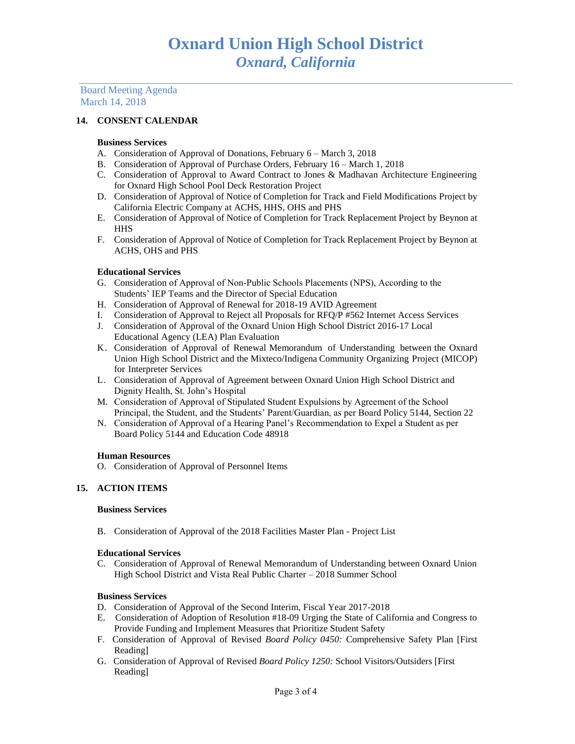# Oxnard Union High School District

## *Oxnard, California*

Board Meeting Agenda
March 14, 2018

### 14. CONSENT CALENDAR

**Business Services**

A. Consideration of Approval of Donations, February 6 – March 3, 2018
B. Consideration of Approval of Purchase Orders, February 16 – March 1, 2018
C. Consideration of Approval to Award Contract to Jones & Madhavan Architecture Engineering for Oxnard High School Pool Deck Restoration Project
D. Consideration of Approval of Notice of Completion for Track and Field Modifications Project by California Electric Company at ACHS, HHS, OHS and PHS
E. Consideration of Approval of Notice of Completion for Track Replacement Project by Beynon at HHS
F. Consideration of Approval of Notice of Completion for Track Replacement Project by Beynon at ACHS, OHS and PHS

**Educational Services**

G. Consideration of Approval of Non-Public Schools Placements (NPS), According to the Students' IEP Teams and the Director of Special Education
H. Consideration of Approval of Renewal for 2018-19 AVID Agreement
I. Consideration of Approval to Reject all Proposals for RFQ/P #562 Internet Access Services
J. Consideration of Approval of the Oxnard Union High School District 2016-17 Local Educational Agency (LEA) Plan Evaluation
K. Consideration of Approval of Renewal Memorandum of Understanding between the Oxnard Union High School District and the Mixteco/Indigena Community Organizing Project (MICOP) for Interpreter Services
L. Consideration of Approval of Agreement between Oxnard Union High School District and Dignity Health, St. John's Hospital
M. Consideration of Approval of Stipulated Student Expulsions by Agreement of the School Principal, the Student, and the Students' Parent/Guardian, as per Board Policy 5144, Section 22
N. Consideration of Approval of a Hearing Panel's Recommendation to Expel a Student as per Board Policy 5144 and Education Code 48918

**Human Resources**

O. Consideration of Approval of Personnel Items

### 15. ACTION ITEMS

**Business Services**

B. Consideration of Approval of the 2018 Facilities Master Plan - Project List

**Educational Services**

C. Consideration of Approval of Renewal Memorandum of Understanding between Oxnard Union High School District and Vista Real Public Charter – 2018 Summer School

**Business Services**

D. Consideration of Approval of the Second Interim, Fiscal Year 2017-2018
E. Consideration of Adoption of Resolution #18-09 Urging the State of California and Congress to Provide Funding and Implement Measures that Prioritize Student Safety
F. Consideration of Approval of Revised *Board Policy 0450:* Comprehensive Safety Plan [First Reading]
G. Consideration of Approval of Revised *Board Policy 1250:* School Visitors/Outsiders [First Reading]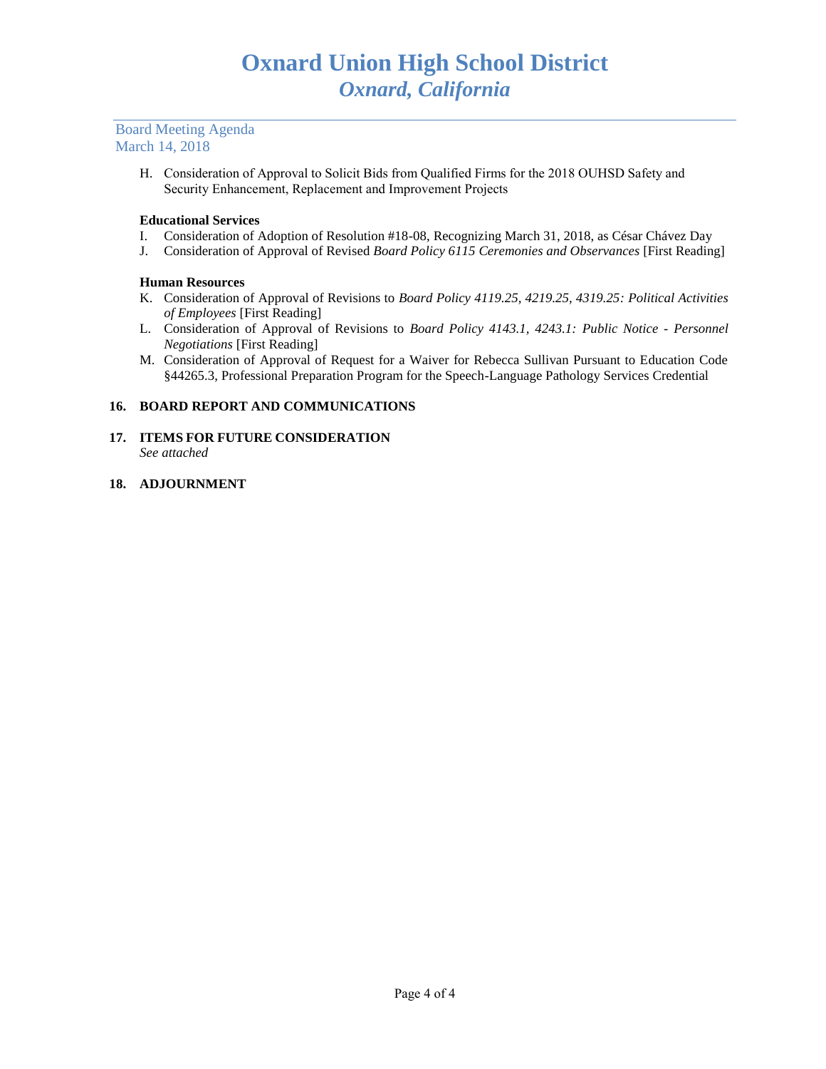H. Consideration of Approval to Solicit Bids from Qualified Firms for the 2018 OUHSD Safety and Security Enhancement, Replacement and Improvement Projects

**Educational Services**

I. Consideration of Adoption of Resolution #18-08, Recognizing March 31, 2018, as César Chávez Day

J. Consideration of Approval of Revised *Board Policy 6115 Ceremonies and Observances* [First Reading]

**Human Resources**

K. Consideration of Approval of Revisions to *Board Policy 4119.25, 4219.25, 4319.25: Political Activities of Employees* [First Reading]

L. Consideration of Approval of Revisions to *Board Policy 4143.1, 4243.1: Public Notice - Personnel Negotiations* [First Reading]

M. Consideration of Approval of Request for a Waiver for Rebecca Sullivan Pursuant to Education Code §44265.3, Professional Preparation Program for the Speech-Language Pathology Services Credential

**16. BOARD REPORT AND COMMUNICATIONS**

**17. ITEMS FOR FUTURE CONSIDERATION**
*See attached*

**18. ADJOURNMENT**